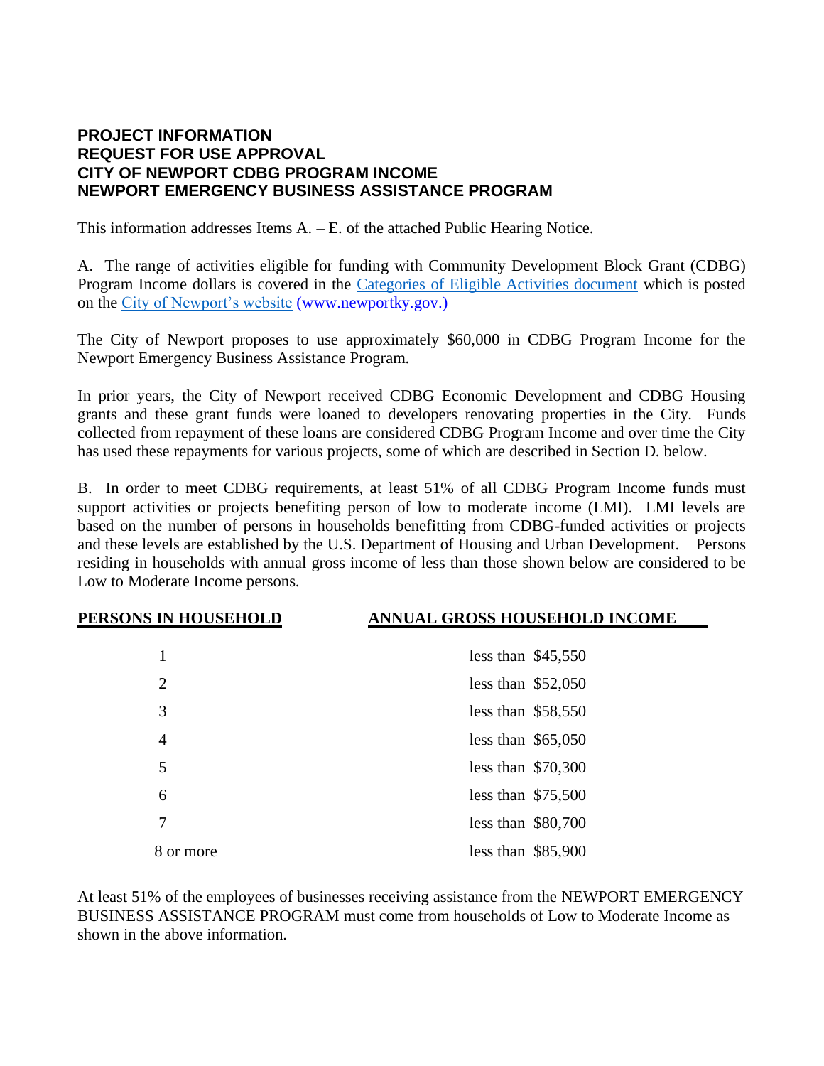**PROJECT INFORMATION**
**REQUEST FOR USE APPROVAL**
**CITY OF NEWPORT CDBG PROGRAM INCOME**
**NEWPORT EMERGENCY BUSINESS ASSISTANCE PROGRAM**

This information addresses Items A. – E. of the attached Public Hearing Notice.

A. The range of activities eligible for funding with Community Development Block Grant (CDBG) Program Income dollars is covered in the [Categories of Eligible Activities document] which is posted on the [City of Newport's website] (www.newportky.gov.)

The City of Newport proposes to use approximately $60,000 in CDBG Program Income for the Newport Emergency Business Assistance Program.

In prior years, the City of Newport received CDBG Economic Development and CDBG Housing grants and these grant funds were loaned to developers renovating properties in the City. Funds collected from repayment of these loans are considered CDBG Program Income and over time the City has used these repayments for various projects, some of which are described in Section D. below.

B. In order to meet CDBG requirements, at least 51% of all CDBG Program Income funds must support activities or projects benefiting person of low to moderate income (LMI). LMI levels are based on the number of persons in households benefitting from CDBG-funded activities or projects and these levels are established by the U.S. Department of Housing and Urban Development. Persons residing in households with annual gross income of less than those shown below are considered to be Low to Moderate Income persons.

| PERSONS IN HOUSEHOLD | ANNUAL GROSS HOUSEHOLD INCOME |
| --- | --- |
| 1 | less than $45,550 |
| 2 | less than $52,050 |
| 3 | less than $58,550 |
| 4 | less than $65,050 |
| 5 | less than $70,300 |
| 6 | less than $75,500 |
| 7 | less than $80,700 |
| 8 or more | less than $85,900 |

At least 51% of the employees of businesses receiving assistance from the NEWPORT EMERGENCY BUSINESS ASSISTANCE PROGRAM must come from households of Low to Moderate Income as shown in the above information.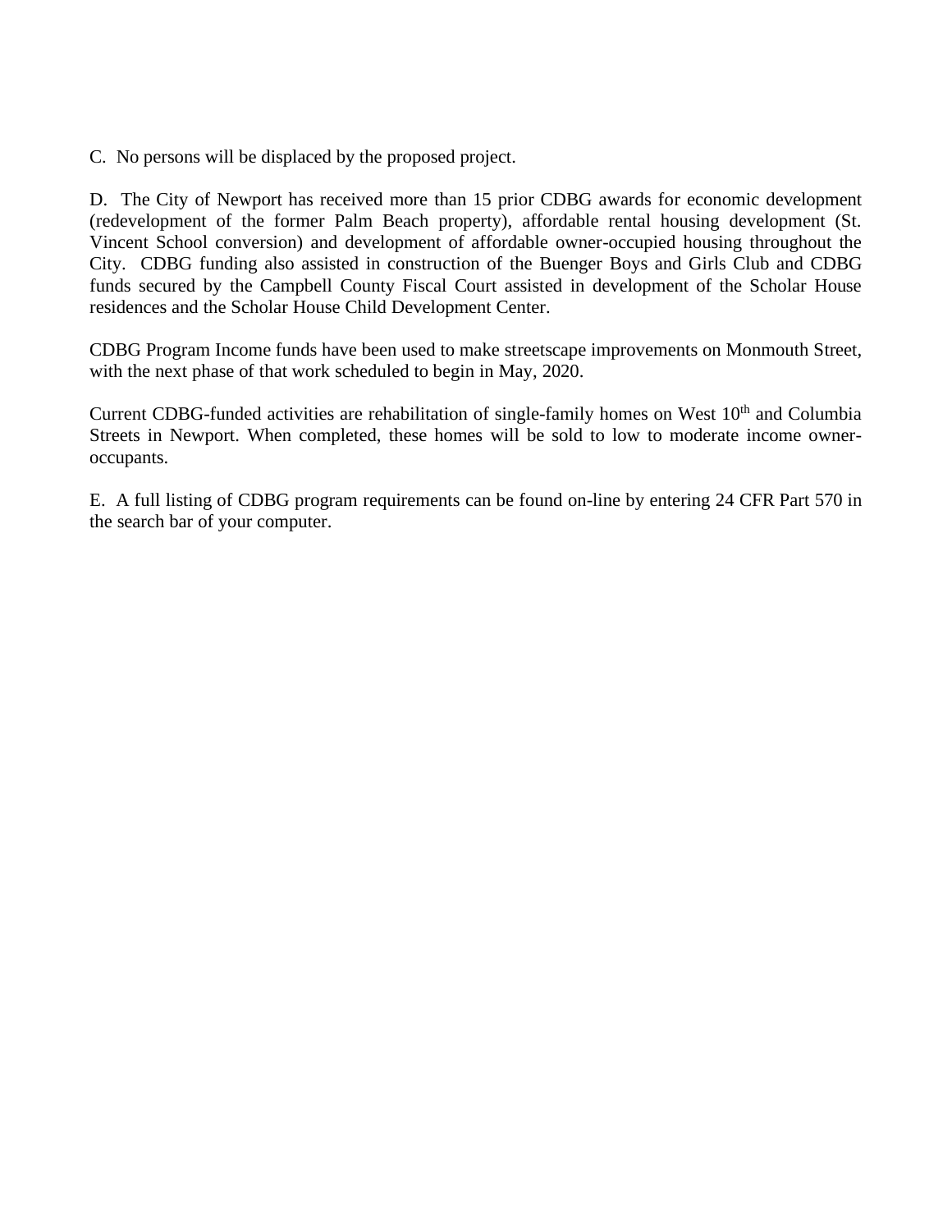C. No persons will be displaced by the proposed project.

D. The City of Newport has received more than 15 prior CDBG awards for economic development (redevelopment of the former Palm Beach property), affordable rental housing development (St. Vincent School conversion) and development of affordable owner-occupied housing throughout the City. CDBG funding also assisted in construction of the Buenger Boys and Girls Club and CDBG funds secured by the Campbell County Fiscal Court assisted in development of the Scholar House residences and the Scholar House Child Development Center.

CDBG Program Income funds have been used to make streetscape improvements on Monmouth Street, with the next phase of that work scheduled to begin in May, 2020.

Current CDBG-funded activities are rehabilitation of single-family homes on West 10th and Columbia Streets in Newport. When completed, these homes will be sold to low to moderate income owner-occupants.

E. A full listing of CDBG program requirements can be found on-line by entering 24 CFR Part 570 in the search bar of your computer.